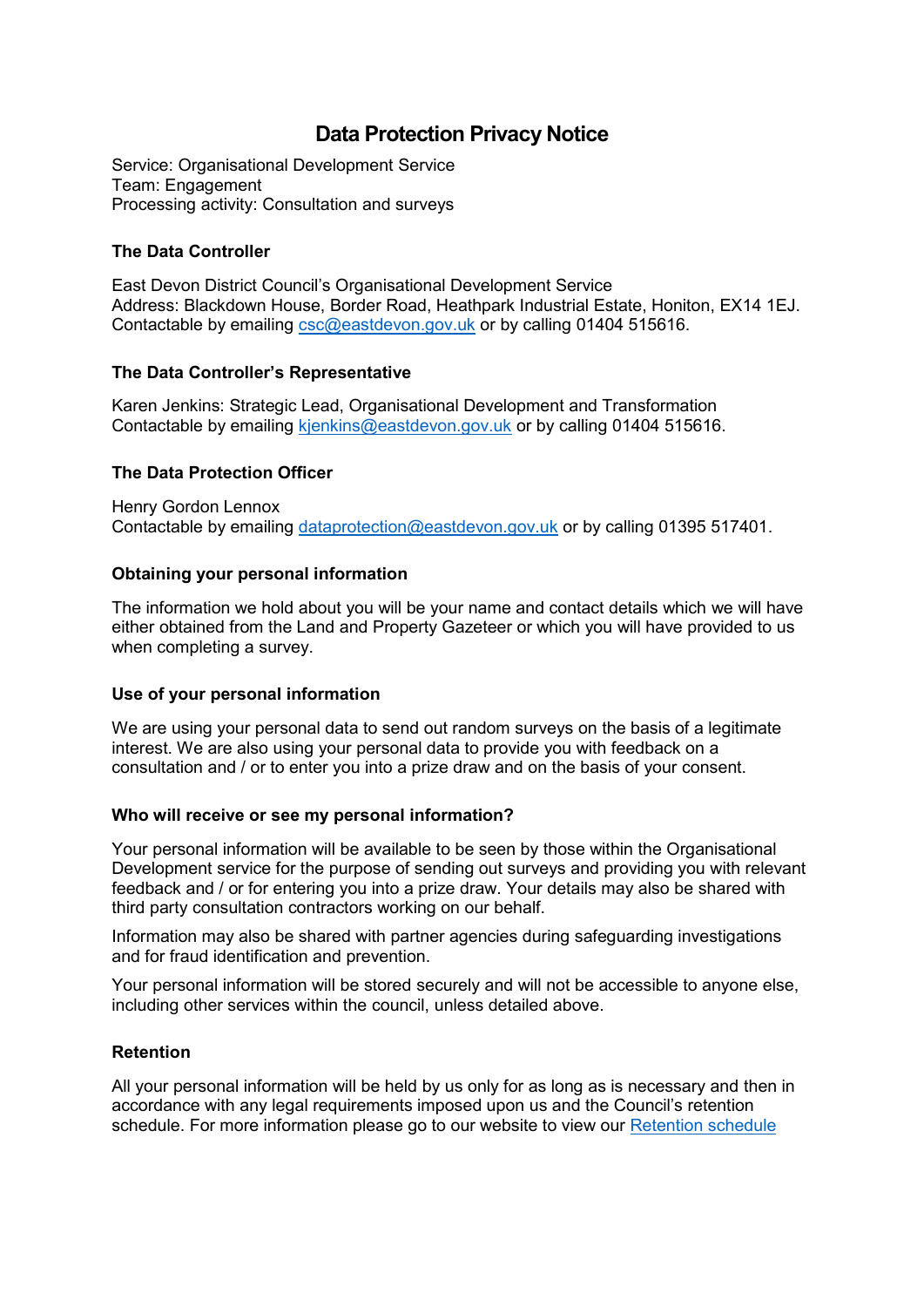# Data Protection Privacy Notice

Service: Organisational Development Service
Team: Engagement
Processing activity: Consultation and surveys

### The Data Controller

East Devon District Council's Organisational Development Service
Address: Blackdown House, Border Road, Heathpark Industrial Estate, Honiton, EX14 1EJ.
Contactable by emailing csc@eastdevon.gov.uk or by calling 01404 515616.

### The Data Controller's Representative

Karen Jenkins: Strategic Lead, Organisational Development and Transformation
Contactable by emailing kjenkins@eastdevon.gov.uk or by calling 01404 515616.

### The Data Protection Officer

Henry Gordon Lennox
Contactable by emailing dataprotection@eastdevon.gov.uk or by calling 01395 517401.

### Obtaining your personal information

The information we hold about you will be your name and contact details which we will have either obtained from the Land and Property Gazeteer or which you will have provided to us when completing a survey.

### Use of your personal information

We are using your personal data to send out random surveys on the basis of a legitimate interest. We are also using your personal data to provide you with feedback on a consultation and / or to enter you into a prize draw and on the basis of your consent.

### Who will receive or see my personal information?

Your personal information will be available to be seen by those within the Organisational Development service for the purpose of sending out surveys and providing you with relevant feedback and / or for entering you into a prize draw. Your details may also be shared with third party consultation contractors working on our behalf.

Information may also be shared with partner agencies during safeguarding investigations and for fraud identification and prevention.

Your personal information will be stored securely and will not be accessible to anyone else, including other services within the council, unless detailed above.

### Retention

All your personal information will be held by us only for as long as is necessary and then in accordance with any legal requirements imposed upon us and the Council's retention schedule. For more information please go to our website to view our Retention schedule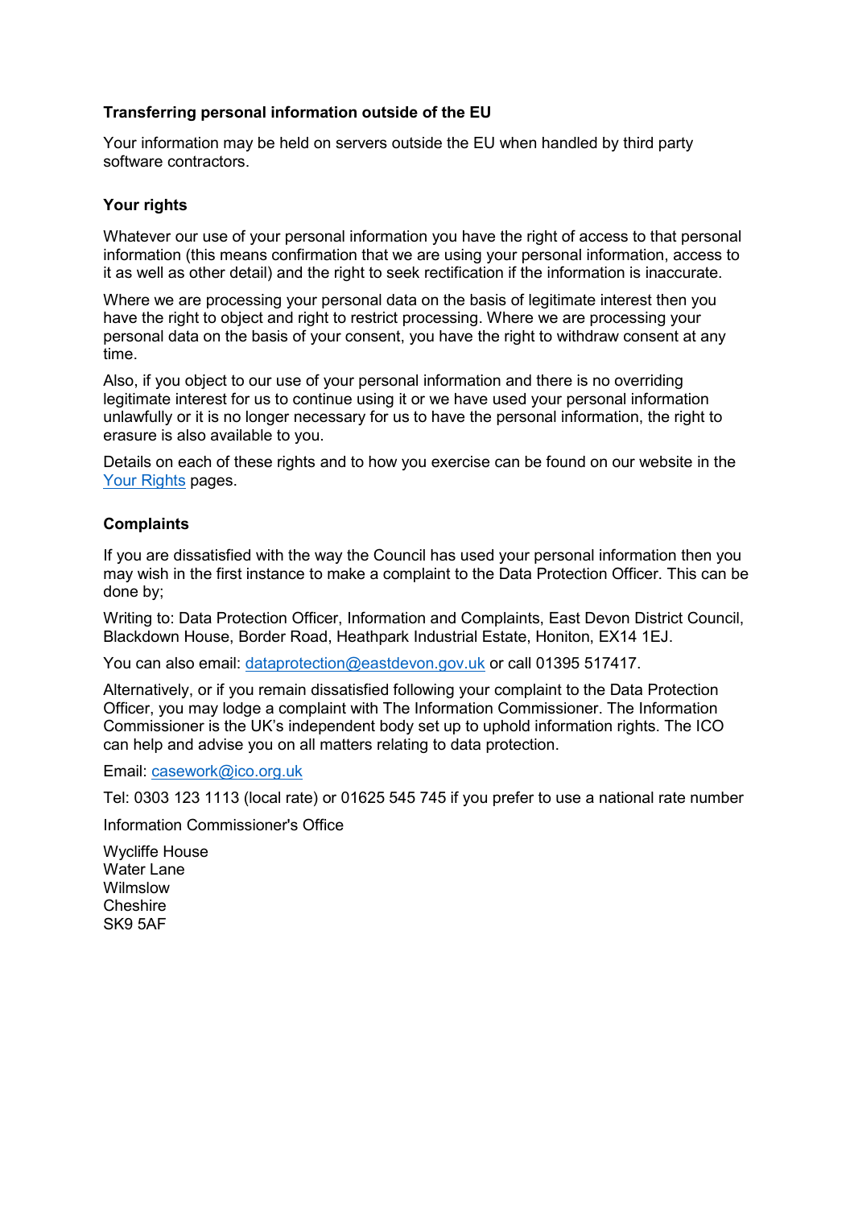**Transferring personal information outside of the EU**

Your information may be held on servers outside the EU when handled by third party software contractors.

**Your rights**

Whatever our use of your personal information you have the right of access to that personal information (this means confirmation that we are using your personal information, access to it as well as other detail) and the right to seek rectification if the information is inaccurate.

Where we are processing your personal data on the basis of legitimate interest then you have the right to object and right to restrict processing. Where we are processing your personal data on the basis of your consent, you have the right to withdraw consent at any time.

Also, if you object to our use of your personal information and there is no overriding legitimate interest for us to continue using it or we have used your personal information unlawfully or it is no longer necessary for us to have the personal information, the right to erasure is also available to you.

Details on each of these rights and to how you exercise can be found on our website in the [Your Rights](Your Rights) pages.

**Complaints**

If you are dissatisfied with the way the Council has used your personal information then you may wish in the first instance to make a complaint to the Data Protection Officer. This can be done by;

Writing to: Data Protection Officer, Information and Complaints, East Devon District Council, Blackdown House, Border Road, Heathpark Industrial Estate, Honiton, EX14 1EJ.

You can also email: dataprotection@eastdevon.gov.uk or call 01395 517417.

Alternatively, or if you remain dissatisfied following your complaint to the Data Protection Officer, you may lodge a complaint with The Information Commissioner. The Information Commissioner is the UK's independent body set up to uphold information rights. The ICO can help and advise you on all matters relating to data protection.

Email: casework@ico.org.uk

Tel: 0303 123 1113 (local rate) or 01625 545 745 if you prefer to use a national rate number

Information Commissioner's Office

Wycliffe House  
Water Lane  
Wilmslow  
Cheshire  
SK9 5AF